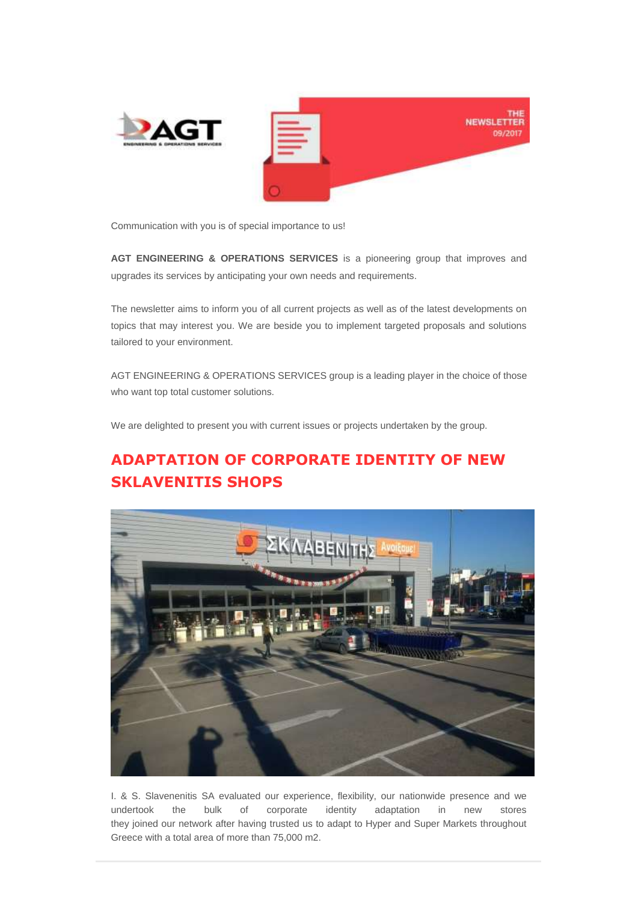Communication with you is of special importance to us!

**AGT ENGINEERING & OPERATIONS SERVICES** is a pioneering group that improves and upgrades its services by anticipating your own needs and requirements.

The newsletter aims to inform you of all current projects as well as of the latest developments on topics that may interest you. We are beside you to implement targeted proposals and solutions tailored to your environment.

AGT ENGINEERING & OPERATIONS SERVICES group is a leading player in the choice of those who want top total customer solutions.

We are delighted to present you with current issues or projects undertaken by the group.

## ADAPTATION OF CORPORATE IDENTITY OF NEW SKLAVENITIS SHOPS

I. & S. Slavenenitis SA evaluated our experience, flexibility, our nationwide presence and we undertook the bulk of corporate identity adaptation in new stores they joined our network after having trusted us to adapt to Hyper and Super Markets throughout Greece with a total area of more than 75,000 m2.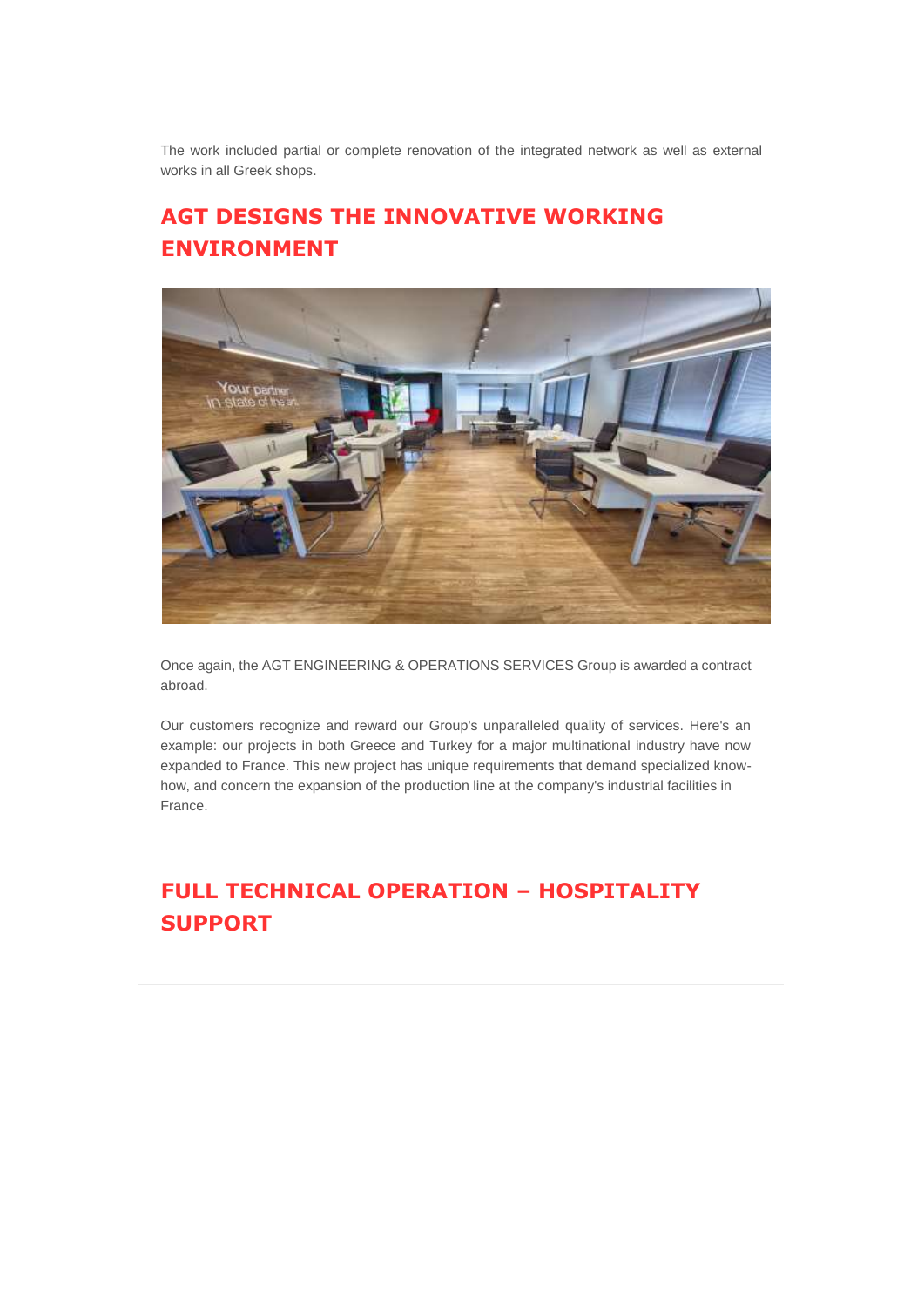The work included partial or complete renovation of the integrated network as well as external works in all Greek shops.

## AGT DESIGNS THE INNOVATIVE WORKING ENVIRONMENT

Once again, the AGT ENGINEERING & OPERATIONS SERVICES Group is awarded a contract abroad.

Our customers recognize and reward our Group's unparalleled quality of services. Here's an example: our projects in both Greece and Turkey for a major multinational industry have now expanded to France. This new project has unique requirements that demand specialized know-how, and concern the expansion of the production line at the company's industrial facilities in France.

## FULL TECHNICAL OPERATION – HOSPITALITY SUPPORT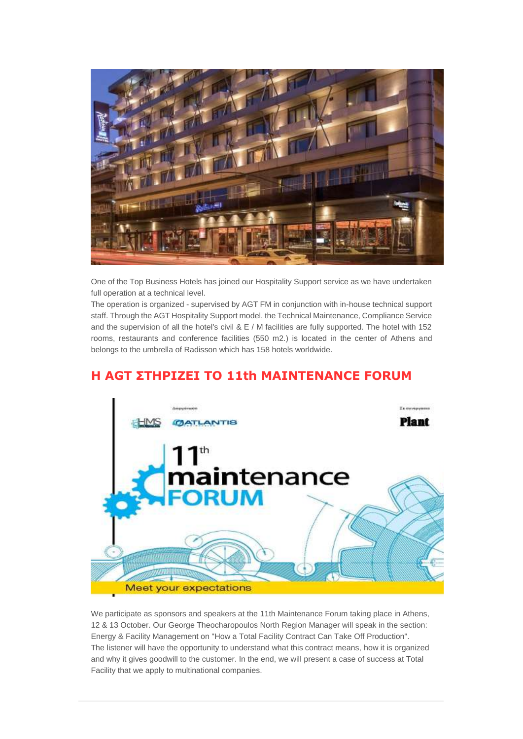One of the Top Business Hotels has joined our Hospitality Support service as we have undertaken full operation at a technical level.
The operation is organized - supervised by AGT FM in conjunction with in-house technical support staff. Through the AGT Hospitality Support model, the Technical Maintenance, Compliance Service and the supervision of all the hotel's civil & E / M facilities are fully supported. The hotel with 152 rooms, restaurants and conference facilities (550 m2.) is located in the center of Athens and belongs to the umbrella of Radisson which has 158 hotels worldwide.

## H AGT ΣΤΗΡΙΖΕΙ ΤΟ 11th MAINTENANCE FORUM

We participate as sponsors and speakers at the 11th Maintenance Forum taking place in Athens, 12 & 13 October. Our George Theocharopoulos North Region Manager will speak in the section: Energy & Facility Management on "How a Total Facility Contract Can Take Off Production".
The listener will have the opportunity to understand what this contract means, how it is organized and why it gives goodwill to the customer. In the end, we will present a case of success at Total Facility that we apply to multinational companies.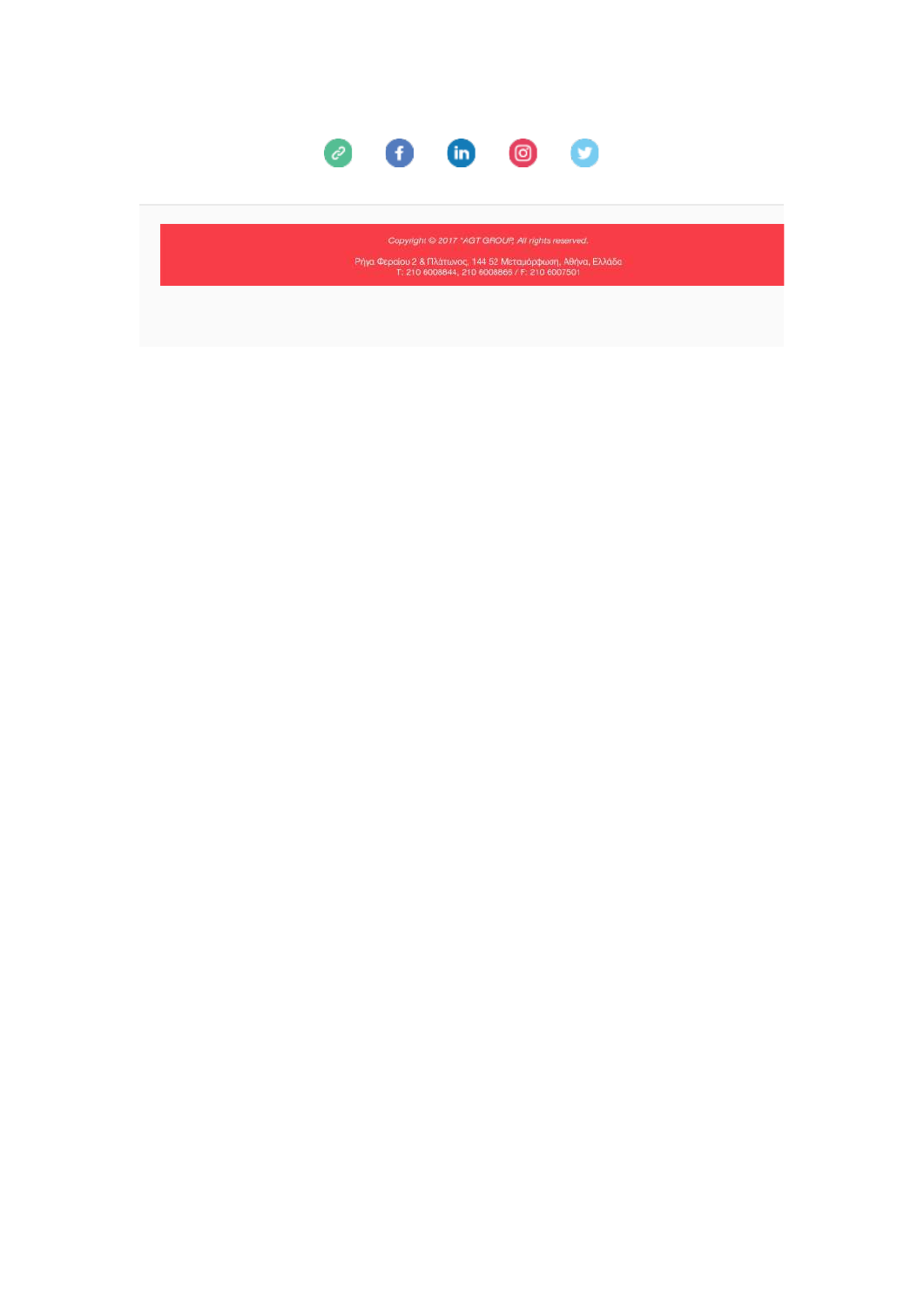*Copyright © 2017 "AGT GROUP, All rights reserved.*

Ρήγα Φεραίου 2 & Πλάτωνος, 144 52 Μεταμόρφωση, Αθήνα, Ελλάδα
T: 210 6008844, 210 6008865 / F: 210 6007501